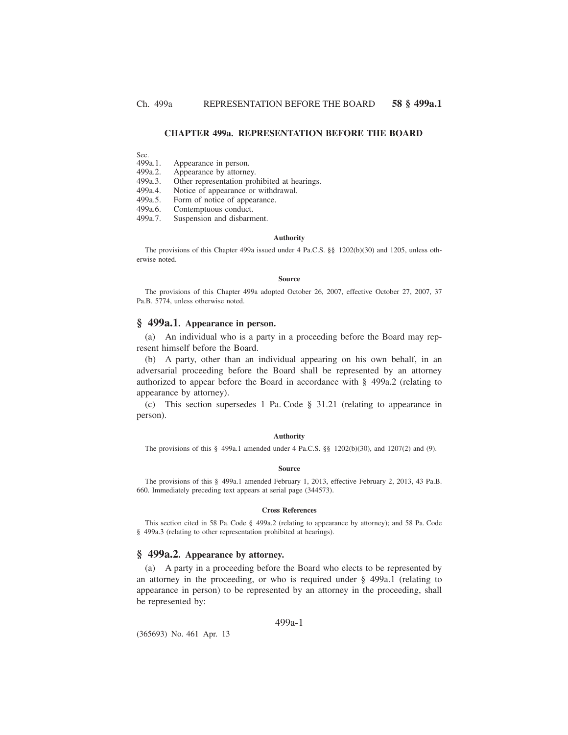# CHAPTER 499a. REPRESENTATION BEFORE THE BOARD

Sec.
499a.1. Appearance in person.
499a.2. Appearance by attorney.
499a.3. Other representation prohibited at hearings.
499a.4. Notice of appearance or withdrawal.
499a.5. Form of notice of appearance.
499a.6. Contemptuous conduct.
499a.7. Suspension and disbarment.

#### Authority

The provisions of this Chapter 499a issued under 4 Pa.C.S. §§ 1202(b)(30) and 1205, unless otherwise noted.

#### Source

The provisions of this Chapter 499a adopted October 26, 2007, effective October 27, 2007, 37 Pa.B. 5774, unless otherwise noted.

## § 499a.1. Appearance in person.

(a) An individual who is a party in a proceeding before the Board may represent himself before the Board.

(b) A party, other than an individual appearing on his own behalf, in an adversarial proceeding before the Board shall be represented by an attorney authorized to appear before the Board in accordance with § 499a.2 (relating to appearance by attorney).

(c) This section supersedes 1 Pa. Code § 31.21 (relating to appearance in person).

#### Authority

The provisions of this § 499a.1 amended under 4 Pa.C.S. §§ 1202(b)(30), and 1207(2) and (9).

#### Source

The provisions of this § 499a.1 amended February 1, 2013, effective February 2, 2013, 43 Pa.B. 660. Immediately preceding text appears at serial page (344573).

#### Cross References

This section cited in 58 Pa. Code § 499a.2 (relating to appearance by attorney); and 58 Pa. Code § 499a.3 (relating to other representation prohibited at hearings).

## § 499a.2. Appearance by attorney.

(a) A party in a proceeding before the Board who elects to be represented by an attorney in the proceeding, or who is required under § 499a.1 (relating to appearance in person) to be represented by an attorney in the proceeding, shall be represented by: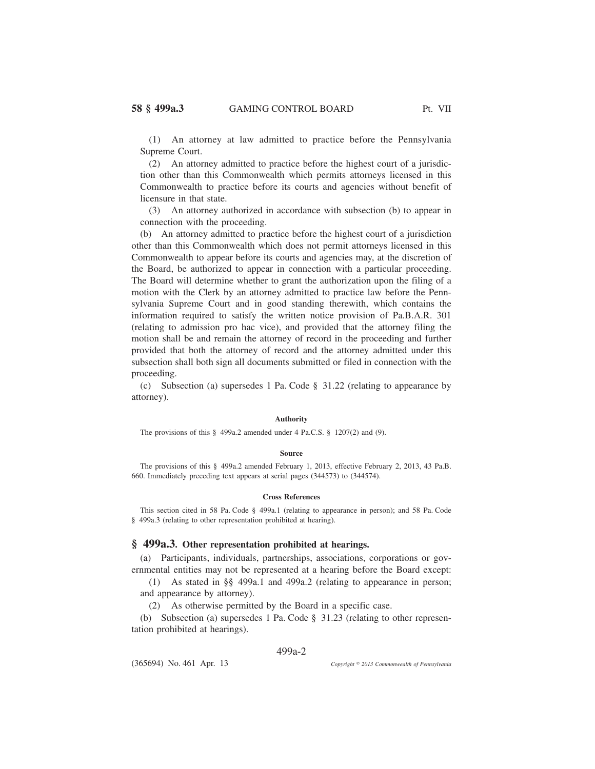(1) An attorney at law admitted to practice before the Pennsylvania Supreme Court.

(2) An attorney admitted to practice before the highest court of a jurisdiction other than this Commonwealth which permits attorneys licensed in this Commonwealth to practice before its courts and agencies without benefit of licensure in that state.

(3) An attorney authorized in accordance with subsection (b) to appear in connection with the proceeding.

(b) An attorney admitted to practice before the highest court of a jurisdiction other than this Commonwealth which does not permit attorneys licensed in this Commonwealth to appear before its courts and agencies may, at the discretion of the Board, be authorized to appear in connection with a particular proceeding. The Board will determine whether to grant the authorization upon the filing of a motion with the Clerk by an attorney admitted to practice law before the Pennsylvania Supreme Court and in good standing therewith, which contains the information required to satisfy the written notice provision of Pa.B.A.R. 301 (relating to admission pro hac vice), and provided that the attorney filing the motion shall be and remain the attorney of record in the proceeding and further provided that both the attorney of record and the attorney admitted under this subsection shall both sign all documents submitted or filed in connection with the proceeding.

(c) Subsection (a) supersedes 1 Pa. Code § 31.22 (relating to appearance by attorney).

#### Authority

The provisions of this § 499a.2 amended under 4 Pa.C.S. § 1207(2) and (9).

#### Source

The provisions of this § 499a.2 amended February 1, 2013, effective February 2, 2013, 43 Pa.B. 660. Immediately preceding text appears at serial pages (344573) to (344574).

#### Cross References

This section cited in 58 Pa. Code § 499a.1 (relating to appearance in person); and 58 Pa. Code § 499a.3 (relating to other representation prohibited at hearing).

## § 499a.3. Other representation prohibited at hearings.

(a) Participants, individuals, partnerships, associations, corporations or governmental entities may not be represented at a hearing before the Board except:

(1) As stated in §§ 499a.1 and 499a.2 (relating to appearance in person; and appearance by attorney).

(2) As otherwise permitted by the Board in a specific case.

(b) Subsection (a) supersedes 1 Pa. Code § 31.23 (relating to other representation prohibited at hearings).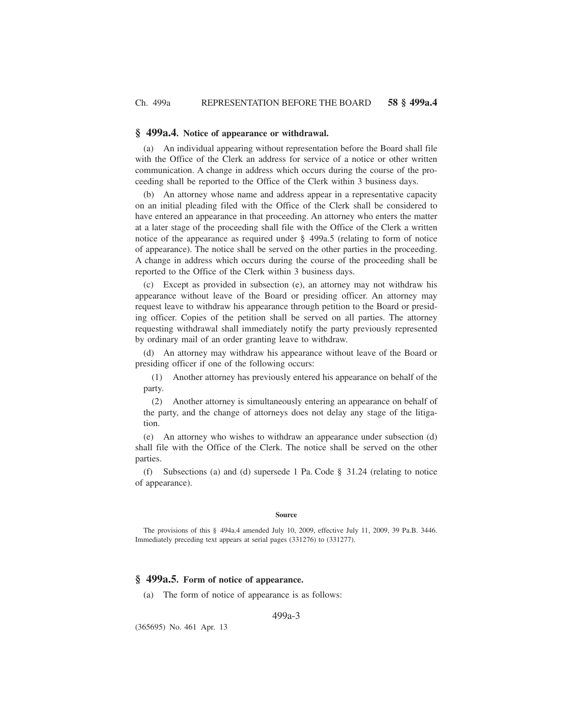## § 499a.4. Notice of appearance or withdrawal.

(a) An individual appearing without representation before the Board shall file with the Office of the Clerk an address for service of a notice or other written communication. A change in address which occurs during the course of the proceeding shall be reported to the Office of the Clerk within 3 business days.

(b) An attorney whose name and address appear in a representative capacity on an initial pleading filed with the Office of the Clerk shall be considered to have entered an appearance in that proceeding. An attorney who enters the matter at a later stage of the proceeding shall file with the Office of the Clerk a written notice of the appearance as required under § 499a.5 (relating to form of notice of appearance). The notice shall be served on the other parties in the proceeding. A change in address which occurs during the course of the proceeding shall be reported to the Office of the Clerk within 3 business days.

(c) Except as provided in subsection (e), an attorney may not withdraw his appearance without leave of the Board or presiding officer. An attorney may request leave to withdraw his appearance through petition to the Board or presiding officer. Copies of the petition shall be served on all parties. The attorney requesting withdrawal shall immediately notify the party previously represented by ordinary mail of an order granting leave to withdraw.

(d) An attorney may withdraw his appearance without leave of the Board or presiding officer if one of the following occurs:

(1) Another attorney has previously entered his appearance on behalf of the party.

(2) Another attorney is simultaneously entering an appearance on behalf of the party, and the change of attorneys does not delay any stage of the litigation.

(e) An attorney who wishes to withdraw an appearance under subsection (d) shall file with the Office of the Clerk. The notice shall be served on the other parties.

(f) Subsections (a) and (d) supersede 1 Pa. Code § 31.24 (relating to notice of appearance).

**Source**

The provisions of this § 494a.4 amended July 10, 2009, effective July 11, 2009, 39 Pa.B. 3446. Immediately preceding text appears at serial pages (331276) to (331277).

## § 499a.5. Form of notice of appearance.

(a) The form of notice of appearance is as follows: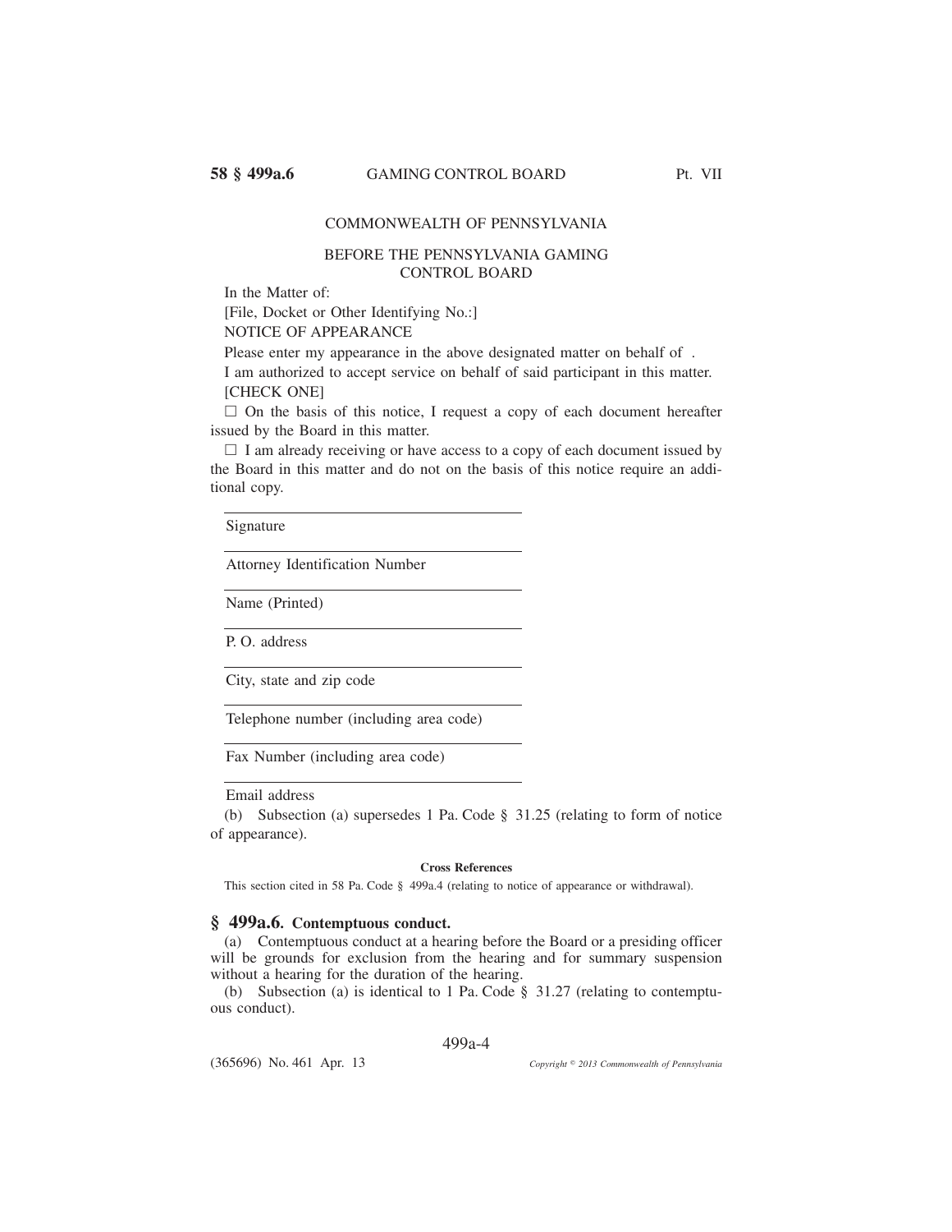COMMONWEALTH OF PENNSYLVANIA

BEFORE THE PENNSYLVANIA GAMING CONTROL BOARD

In the Matter of:

[File, Docket or Other Identifying No.:]

NOTICE OF APPEARANCE

Please enter my appearance in the above designated matter on behalf of .

I am authorized to accept service on behalf of said participant in this matter.

[CHECK ONE]

☐ On the basis of this notice, I request a copy of each document hereafter issued by the Board in this matter.

☐ I am already receiving or have access to a copy of each document issued by the Board in this matter and do not on the basis of this notice require an additional copy.

______________________________

Signature

______________________________

Attorney Identification Number

______________________________

Name (Printed)

______________________________

P. O. address

______________________________

City, state and zip code

______________________________

Telephone number (including area code)

______________________________

Fax Number (including area code)

______________________________

Email address

(b) Subsection (a) supersedes 1 Pa. Code § 31.25 (relating to form of notice of appearance).

**Cross References**

This section cited in 58 Pa. Code § 499a.4 (relating to notice of appearance or withdrawal).

## § 499a.6. Contemptuous conduct.

(a) Contemptuous conduct at a hearing before the Board or a presiding officer will be grounds for exclusion from the hearing and for summary suspension without a hearing for the duration of the hearing.

(b) Subsection (a) is identical to 1 Pa. Code § 31.27 (relating to contemptuous conduct).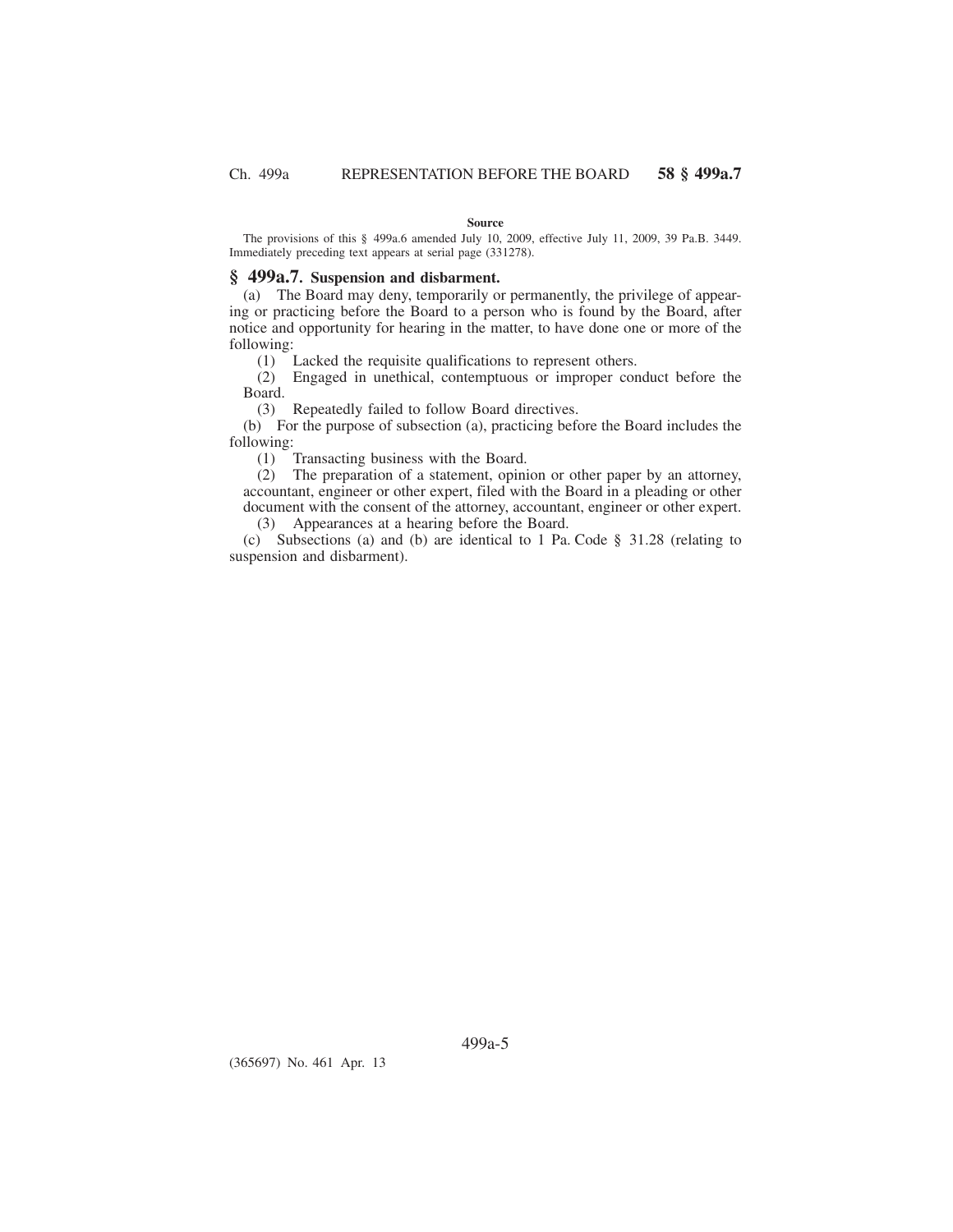**Source**

The provisions of this § 499a.6 amended July 10, 2009, effective July 11, 2009, 39 Pa.B. 3449. Immediately preceding text appears at serial page (331278).

## § 499a.7. Suspension and disbarment.

(a) The Board may deny, temporarily or permanently, the privilege of appearing or practicing before the Board to a person who is found by the Board, after notice and opportunity for hearing in the matter, to have done one or more of the following:

(1) Lacked the requisite qualifications to represent others.

(2) Engaged in unethical, contemptuous or improper conduct before the Board.

(3) Repeatedly failed to follow Board directives.

(b) For the purpose of subsection (a), practicing before the Board includes the following:

(1) Transacting business with the Board.

(2) The preparation of a statement, opinion or other paper by an attorney, accountant, engineer or other expert, filed with the Board in a pleading or other document with the consent of the attorney, accountant, engineer or other expert.

(3) Appearances at a hearing before the Board.

(c) Subsections (a) and (b) are identical to 1 Pa. Code § 31.28 (relating to suspension and disbarment).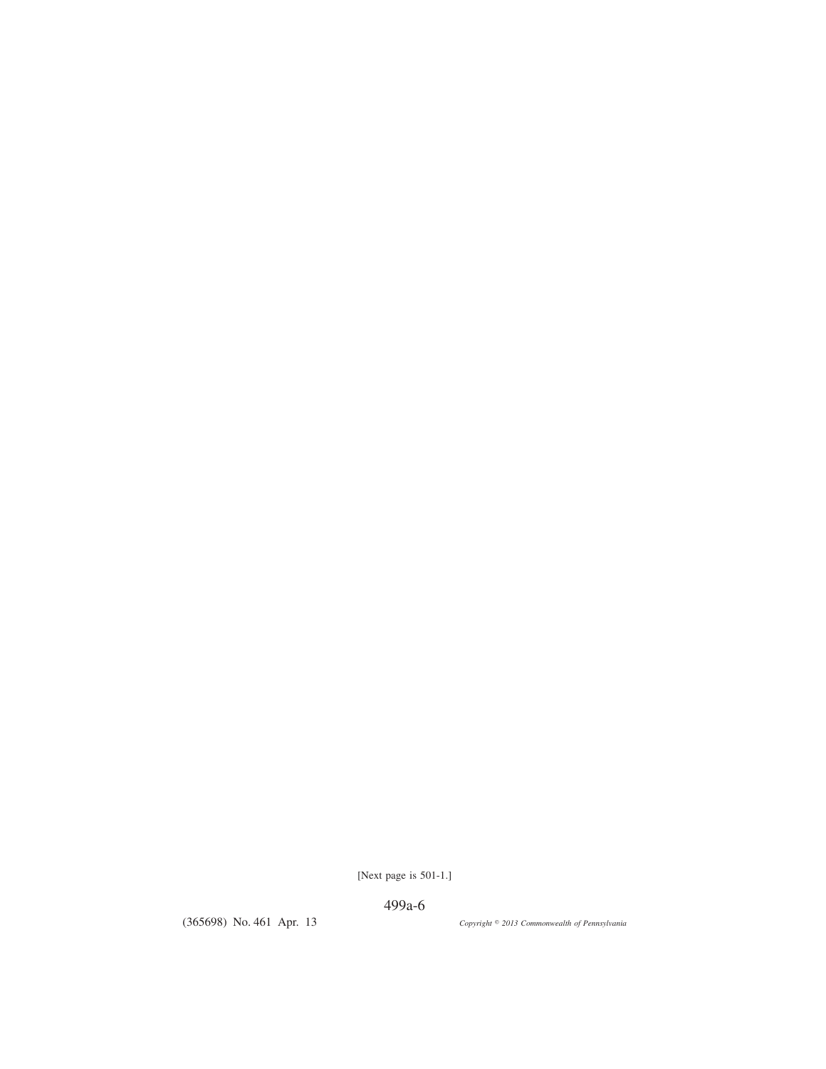[Next page is 501-1.]